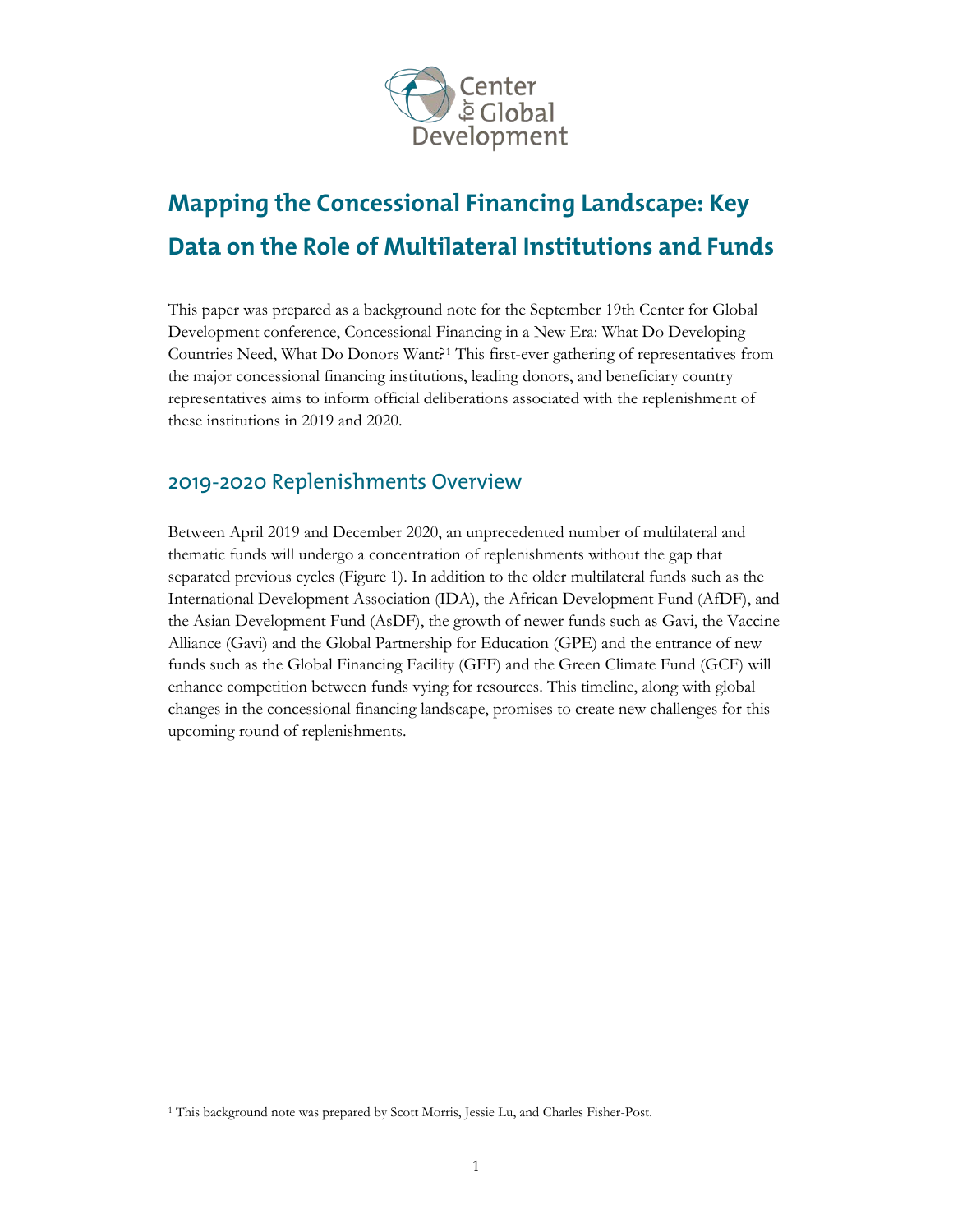# Mapping the Concessional Financing Landscape: Key Data on the Role of Multilateral Institutions and Funds

This paper was prepared as a background note for the September 19th Center for Global Development conference, Concessional Financing in a New Era: What Do Developing Countries Need, What Do Donors Want?[1] This first-ever gathering of representatives from the major concessional financing institutions, leading donors, and beneficiary country representatives aims to inform official deliberations associated with the replenishment of these institutions in 2019 and 2020.

## 2019-2020 Replenishments Overview

Between April 2019 and December 2020, an unprecedented number of multilateral and thematic funds will undergo a concentration of replenishments without the gap that separated previous cycles (Figure 1). In addition to the older multilateral funds such as the International Development Association (IDA), the African Development Fund (AfDF), and the Asian Development Fund (AsDF), the growth of newer funds such as Gavi, the Vaccine Alliance (Gavi) and the Global Partnership for Education (GPE) and the entrance of new funds such as the Global Financing Facility (GFF) and the Green Climate Fund (GCF) will enhance competition between funds vying for resources. This timeline, along with global changes in the concessional financing landscape, promises to create new challenges for this upcoming round of replenishments.

---

[1] This background note was prepared by Scott Morris, Jessie Lu, and Charles Fisher-Post.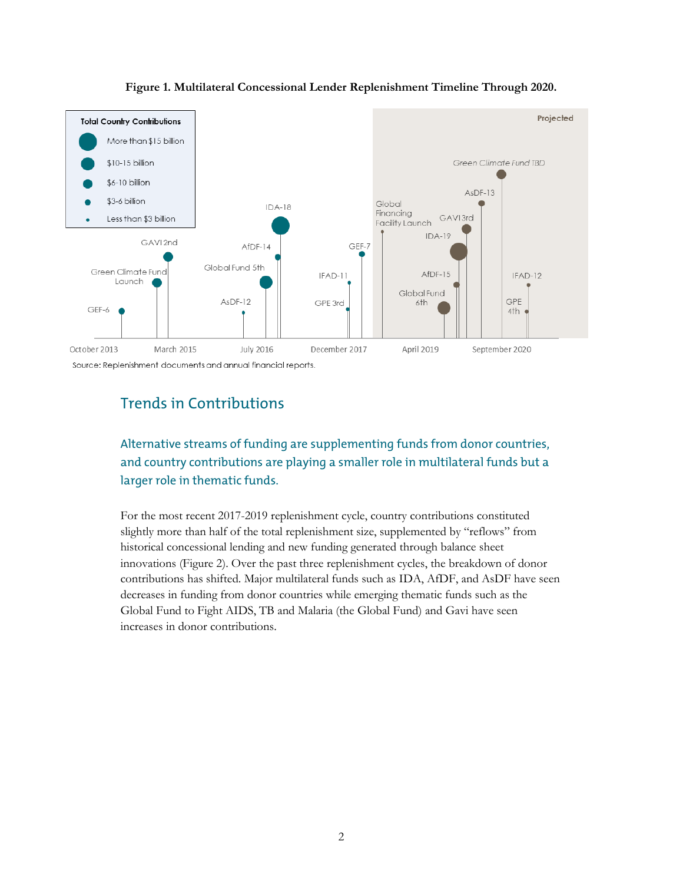**Figure 1. Multilateral Concessional Lender Replenishment Timeline Through 2020.**

Source: Replenishment documents and annual financial reports.

## Trends in Contributions

### Alternative streams of funding are supplementing funds from donor countries, and country contributions are playing a smaller role in multilateral funds but a larger role in thematic funds.

For the most recent 2017-2019 replenishment cycle, country contributions constituted slightly more than half of the total replenishment size, supplemented by "reflows" from historical concessional lending and new funding generated through balance sheet innovations (Figure 2). Over the past three replenishment cycles, the breakdown of donor contributions has shifted. Major multilateral funds such as IDA, AfDF, and AsDF have seen decreases in funding from donor countries while emerging thematic funds such as the Global Fund to Fight AIDS, TB and Malaria (the Global Fund) and Gavi have seen increases in donor contributions.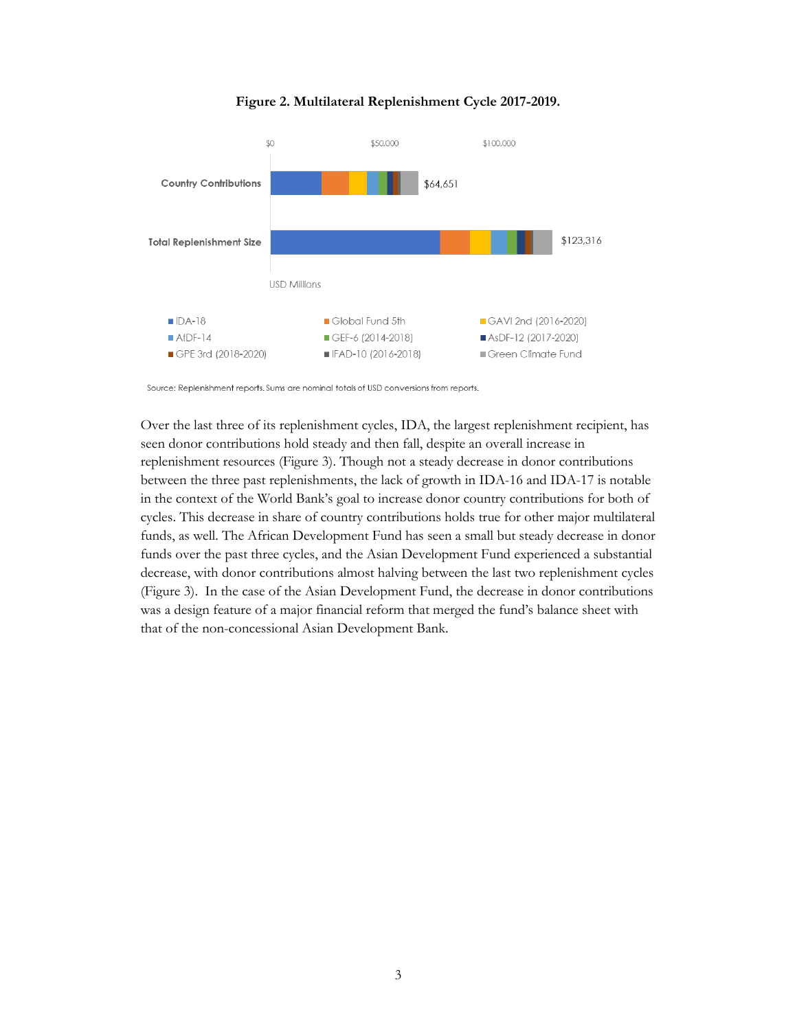**Figure 2. Multilateral Replenishment Cycle 2017-2019.**

Source: Replenishment reports. Sums are nominal totals of USD conversions from reports.

Over the last three of its replenishment cycles, IDA, the largest replenishment recipient, has seen donor contributions hold steady and then fall, despite an overall increase in replenishment resources (Figure 3). Though not a steady decrease in donor contributions between the three past replenishments, the lack of growth in IDA-16 and IDA-17 is notable in the context of the World Bank's goal to increase donor country contributions for both of cycles. This decrease in share of country contributions holds true for other major multilateral funds, as well. The African Development Fund has seen a small but steady decrease in donor funds over the past three cycles, and the Asian Development Fund experienced a substantial decrease, with donor contributions almost halving between the last two replenishment cycles (Figure 3). In the case of the Asian Development Fund, the decrease in donor contributions was a design feature of a major financial reform that merged the fund's balance sheet with that of the non-concessional Asian Development Bank.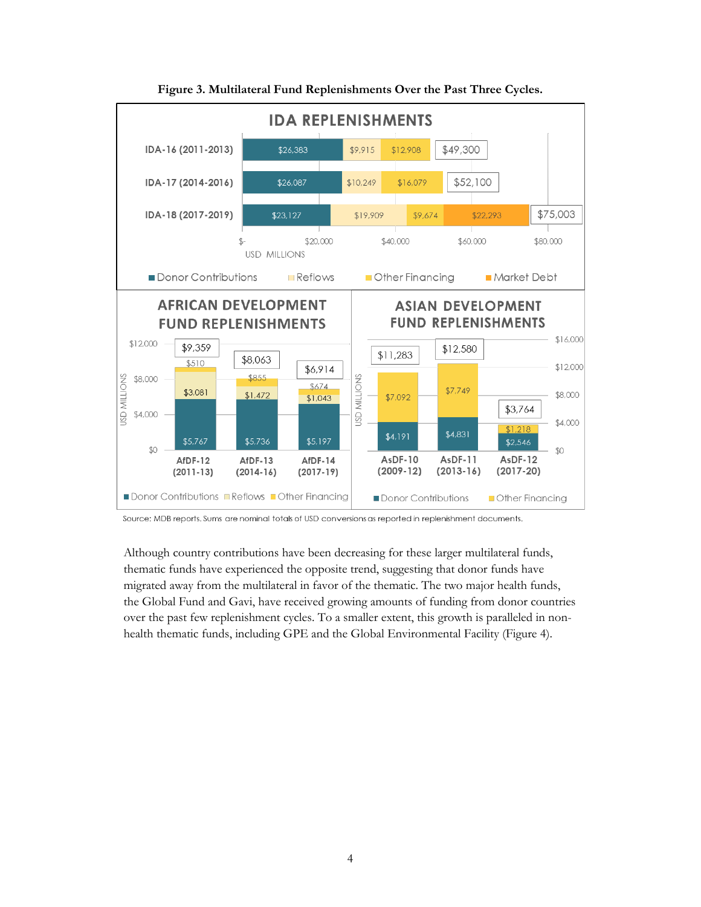**Figure 3. Multilateral Fund Replenishments Over the Past Three Cycles.**

IDA REPLENISHMENTS (USD MILLIONS)

| Cycle | Donor Contributions | Reflows | Other Financing | Market Debt | Total |
|---|---|---|---|---|---|
| IDA-16 (2011-2013) | $26,383 | $9,915 | $12,908 | | $49,300 |
| IDA-17 (2014-2016) | $26,087 | $10,249 | $16,079 | | $52,100 |
| IDA-18 (2017-2019) | $23,127 | $19,909 | $9,674 | $22,293 | $75,003 |

AFRICAN DEVELOPMENT FUND REPLENISHMENTS (USD MILLIONS)

| Cycle | Donor Contributions | Reflows | Other Financing | Total |
|---|---|---|---|---|
| AfDF-12 (2011-13) | $5,767 | $3,081 | $510 | $9,359 |
| AfDF-13 (2014-16) | $5,736 | $1,472 | $855 | $8,063 |
| AfDF-14 (2017-19) | $5,197 | $1,043 | $674 | $6,914 |

ASIAN DEVELOPMENT FUND REPLENISHMENTS (USD MILLIONS)

| Cycle | Donor Contributions | Other Financing | Total |
|---|---|---|---|
| AsDF-10 (2009-12) | $4,191 | $7,092 | $11,283 |
| AsDF-11 (2013-16) | $4,831 | $7,749 | $12,580 |
| AsDF-12 (2017-20) | $2,546 | $1,218 | $3,764 |

Source: MDB reports. Sums are nominal totals of USD conversions as reported in replenishment documents.

Although country contributions have been decreasing for these larger multilateral funds, thematic funds have experienced the opposite trend, suggesting that donor funds have migrated away from the multilateral in favor of the thematic. The two major health funds, the Global Fund and Gavi, have received growing amounts of funding from donor countries over the past few replenishment cycles. To a smaller extent, this growth is paralleled in non-health thematic funds, including GPE and the Global Environmental Facility (Figure 4).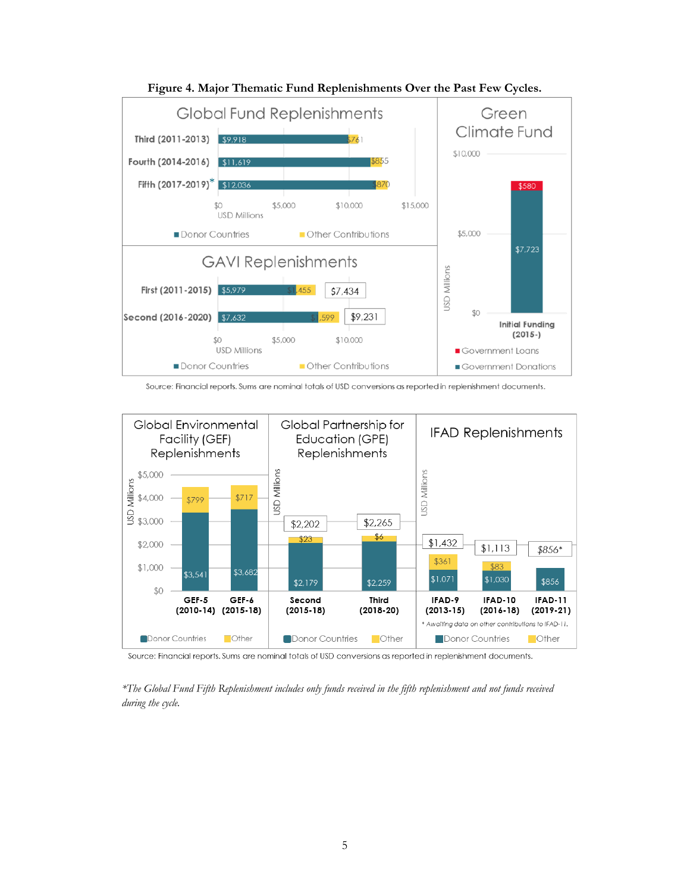**Figure 4. Major Thematic Fund Replenishments Over the Past Few Cycles.**

### Global Fund Replenishments

| Replenishment | Donor Countries | Other Contributions |
|---|---|---|
| Third (2011-2013) | $9,918 | $761 |
| Fourth (2014-2016) | $11,619 | $855 |
| Fifth (2017-2019)* | $12,036 | $870 |

USD Millions

### Green Climate Fund

| | Government Donations | Government Loans |
|---|---|---|
| Initial Funding (2015-) | $7,723 | $580 |

USD Millions

### GAVI Replenishments

| Replenishment | Donor Countries | Other Contributions | Total |
|---|---|---|---|
| First (2011-2015) | $5,979 | $1,455 | $7,434 |
| Second (2016-2020) | $7,632 | $1,599 | $9,231 |

USD Millions

Source: Financial reports. Sums are nominal totals of USD conversions as reported in replenishment documents.

### Global Environmental Facility (GEF) Replenishments

| Replenishment | Donor Countries | Other |
|---|---|---|
| GEF-5 (2010-14) | $3,541 | $799 |
| GEF-6 (2015-18) | $3,682 | $717 |

USD Millions

### Global Partnership for Education (GPE) Replenishments

| Replenishment | Donor Countries | Other | Total |
|---|---|---|---|
| Second (2015-18) | $2,179 | $23 | $2,202 |
| Third (2018-20) | $2,259 | $6 | $2,265 |

USD Millions

### IFAD Replenishments

| Replenishment | Donor Countries | Other | Total |
|---|---|---|---|
| IFAD-9 (2013-15) | $1,071 | $361 | $1,432 |
| IFAD-10 (2016-18) | $1,030 | $83 | $1,113 |
| IFAD-11 (2019-21) | $856 | | $856* |

USD Millions

* Awaiting data on other contributions to IFAD-11.

Source: Financial reports. Sums are nominal totals of USD conversions as reported in replenishment documents.

**The Global Fund Fifth Replenishment includes only funds received in the fifth replenishment and not funds received during the cycle.*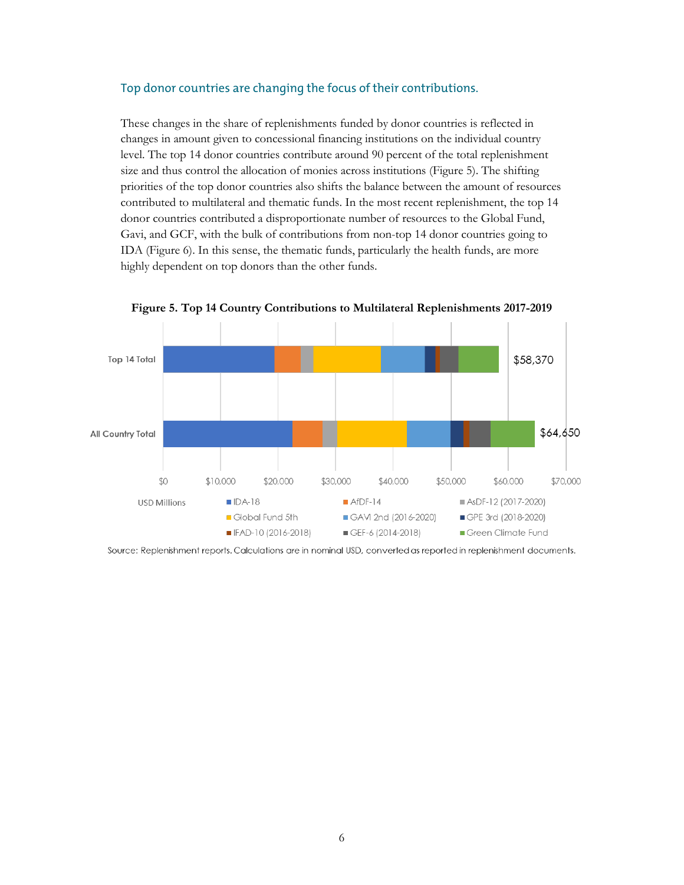### Top donor countries are changing the focus of their contributions.

These changes in the share of replenishments funded by donor countries is reflected in changes in amount given to concessional financing institutions on the individual country level. The top 14 donor countries contribute around 90 percent of the total replenishment size and thus control the allocation of monies across institutions (Figure 5). The shifting priorities of the top donor countries also shifts the balance between the amount of resources contributed to multilateral and thematic funds. In the most recent replenishment, the top 14 donor countries contributed a disproportionate number of resources to the Global Fund, Gavi, and GCF, with the bulk of contributions from non-top 14 donor countries going to IDA (Figure 6). In this sense, the thematic funds, particularly the health funds, are more highly dependent on top donors than the other funds.

**Figure 5. Top 14 Country Contributions to Multilateral Replenishments 2017-2019**

Source: Replenishment reports. Calculations are in nominal USD, converted as reported in replenishment documents.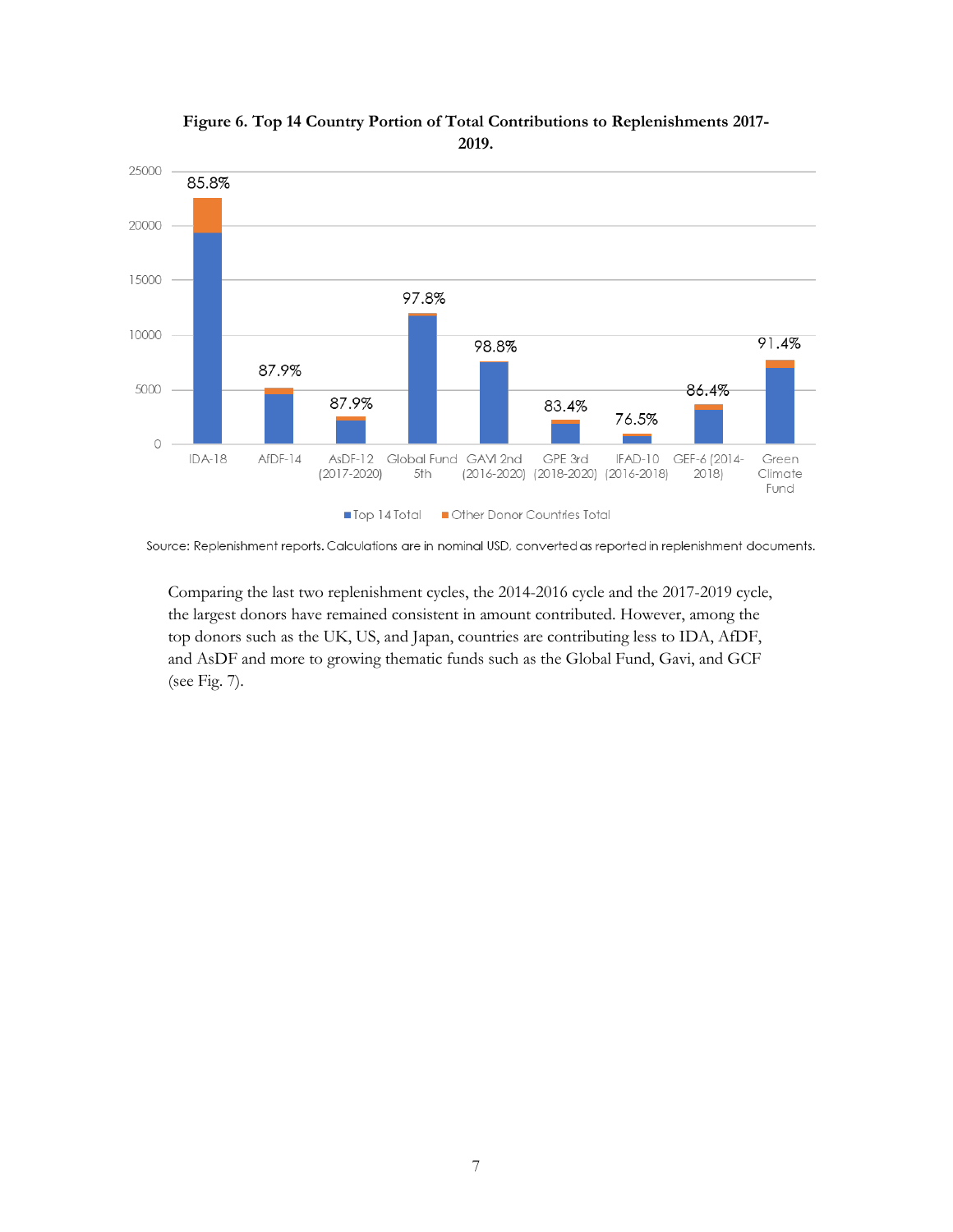**Figure 6. Top 14 Country Portion of Total Contributions to Replenishments 2017-2019.**

Source: Replenishment reports. Calculations are in nominal USD, converted as reported in replenishment documents.

Comparing the last two replenishment cycles, the 2014-2016 cycle and the 2017-2019 cycle, the largest donors have remained consistent in amount contributed. However, among the top donors such as the UK, US, and Japan, countries are contributing less to IDA, AfDF, and AsDF and more to growing thematic funds such as the Global Fund, Gavi, and GCF (see Fig. 7).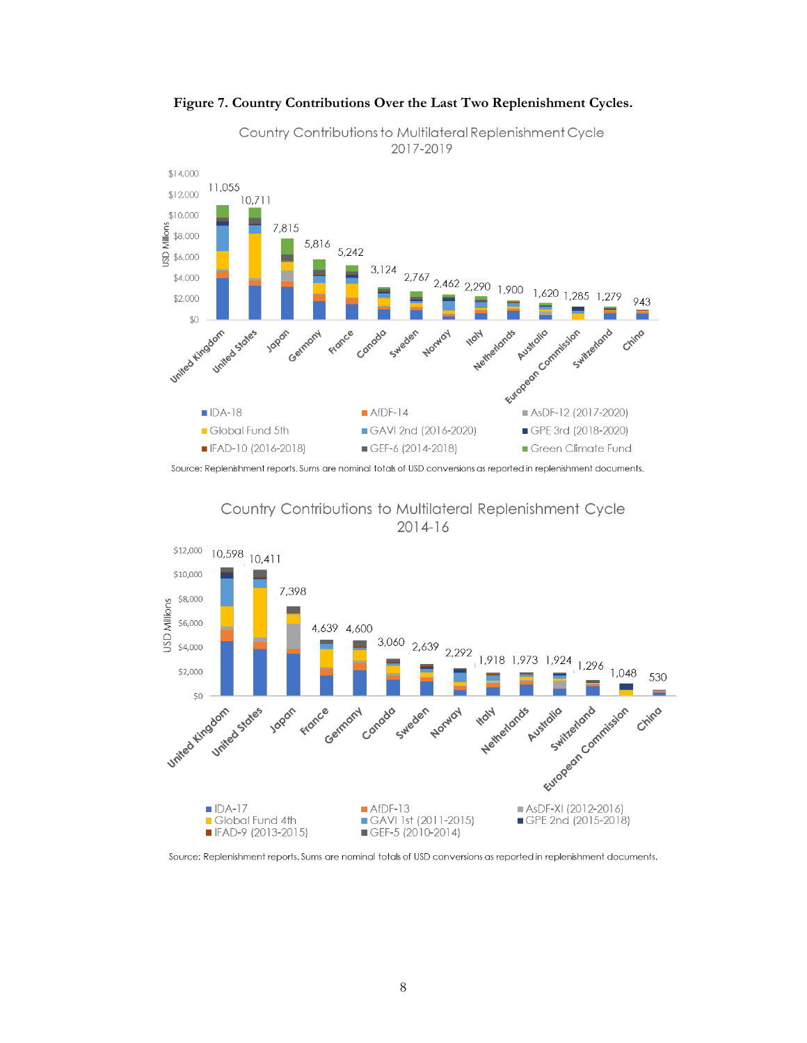**Figure 7. Country Contributions Over the Last Two Replenishment Cycles.**

Country Contributions to Multilateral Replenishment Cycle 2017-2019

| Country | Total (USD Millions) |
|---|---|
| United Kingdom | 11,055 |
| United States | 10,711 |
| Japan | 7,815 |
| Germany | 5,816 |
| France | 5,242 |
| Canada | 3,124 |
| Sweden | 2,767 |
| Norway | 2,462 |
| Italy | 2,290 |
| Netherlands | 1,900 |
| Australia | 1,620 |
| European Commission | 1,285 |
| Switzerland | 1,279 |
| China | 943 |

Legend: IDA-18; AfDF-14; AsDF-12 (2017-2020); Global Fund 5th; GAVI 2nd (2016-2020); GPE 3rd (2018-2020); IFAD-10 (2016-2018); GEF-6 (2014-2018); Green Climate Fund

Source: Replenishment reports. Sums are nominal totals of USD conversions as reported in replenishment documents.

Country Contributions to Multilateral Replenishment Cycle 2014-16

| Country | Total (USD Millions) |
|---|---|
| United Kingdom | 10,598 |
| United States | 10,411 |
| Japan | 7,398 |
| France | 4,639 |
| Germany | 4,600 |
| Canada | 3,060 |
| Sweden | 2,639 |
| Norway | 2,292 |
| Italy | 1,918 |
| Netherlands | 1,973 |
| Australia | 1,924 |
| Switzerland | 1,296 |
| European Commission | 1,048 |
| China | 530 |

Legend: IDA-17; AfDF-13; AsDF-XI (2012-2016); Global Fund 4th; GAVI 1st (2011-2015); GPE 2nd (2015-2018); IFAD-9 (2013-2015); GEF-5 (2010-2014)

Source: Replenishment reports. Sums are nominal totals of USD conversions as reported in replenishment documents.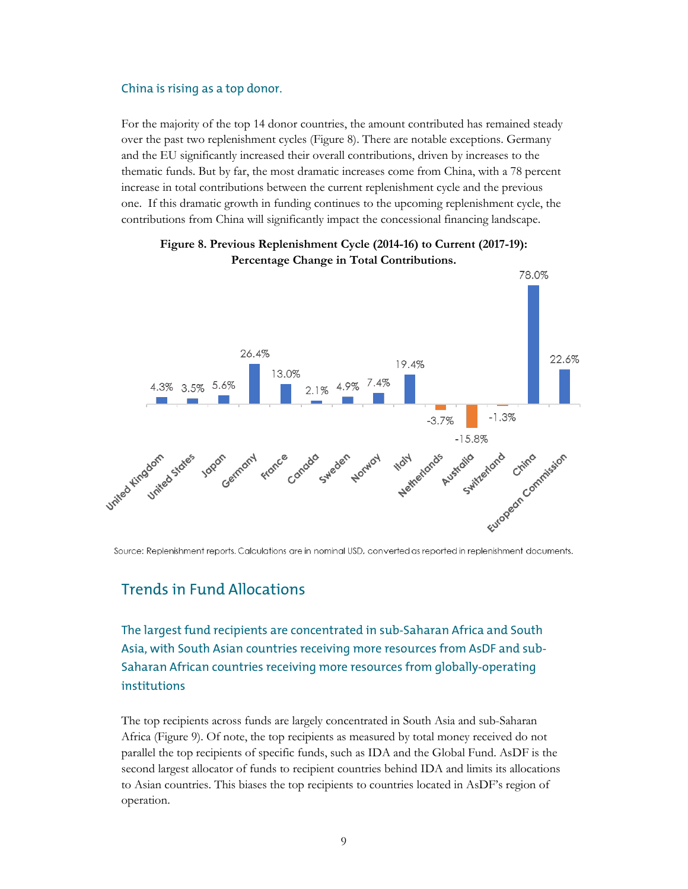### China is rising as a top donor.

For the majority of the top 14 donor countries, the amount contributed has remained steady over the past two replenishment cycles (Figure 8). There are notable exceptions. Germany and the EU significantly increased their overall contributions, driven by increases to the thematic funds. But by far, the most dramatic increases come from China, with a 78 percent increase in total contributions between the current replenishment cycle and the previous one. If this dramatic growth in funding continues to the upcoming replenishment cycle, the contributions from China will significantly impact the concessional financing landscape.

**Figure 8. Previous Replenishment Cycle (2014-16) to Current (2017-19): Percentage Change in Total Contributions.**

| Donor | Percentage Change |
|---|---|
| United Kingdom | 4.3% |
| United States | 3.5% |
| Japan | 5.6% |
| Germany | 26.4% |
| France | 13.0% |
| Canada | 2.1% |
| Sweden | 4.9% |
| Norway | 7.4% |
| Italy | 19.4% |
| Netherlands | -3.7% |
| Australia | -15.8% |
| Switzerland | -1.3% |
| China | 78.0% |
| European Commission | 22.6% |

Source: Replenishment reports. Calculations are in nominal USD, converted as reported in replenishment documents.

## Trends in Fund Allocations

### The largest fund recipients are concentrated in sub-Saharan Africa and South Asia, with South Asian countries receiving more resources from AsDF and sub-Saharan African countries receiving more resources from globally-operating institutions

The top recipients across funds are largely concentrated in South Asia and sub-Saharan Africa (Figure 9). Of note, the top recipients as measured by total money received do not parallel the top recipients of specific funds, such as IDA and the Global Fund. AsDF is the second largest allocator of funds to recipient countries behind IDA and limits its allocations to Asian countries. This biases the top recipients to countries located in AsDF's region of operation.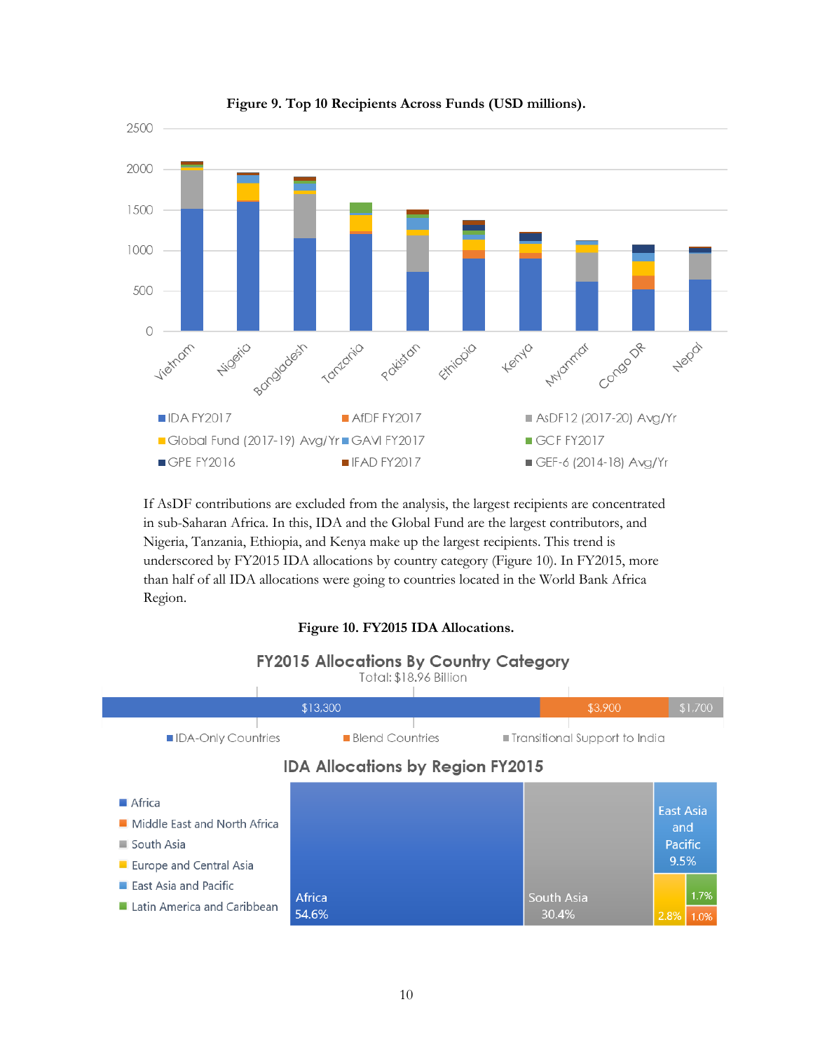**Figure 9. Top 10 Recipients Across Funds (USD millions).**

If AsDF contributions are excluded from the analysis, the largest recipients are concentrated in sub-Saharan Africa. In this, IDA and the Global Fund are the largest contributors, and Nigeria, Tanzania, Ethiopia, and Kenya make up the largest recipients. This trend is underscored by FY2015 IDA allocations by country category (Figure 10). In FY2015, more than half of all IDA allocations were going to countries located in the World Bank Africa Region.

**Figure 10. FY2015 IDA Allocations.**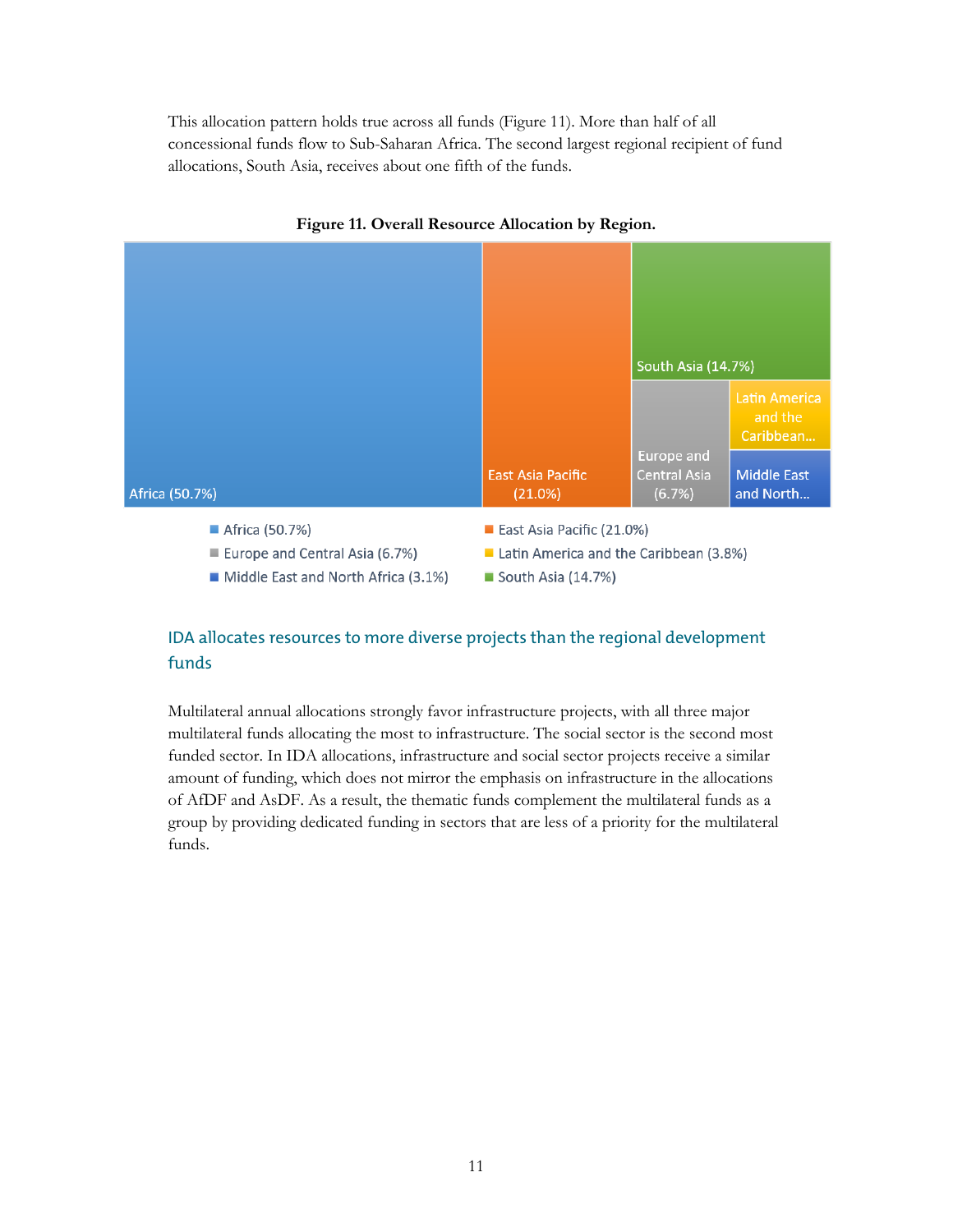This allocation pattern holds true across all funds (Figure 11). More than half of all concessional funds flow to Sub-Saharan Africa. The second largest regional recipient of fund allocations, South Asia, receives about one fifth of the funds.

**Figure 11. Overall Resource Allocation by Region.**

| Region | Share |
| --- | --- |
| Africa | 50.7% |
| East Asia Pacific | 21.0% |
| Europe and Central Asia | 6.7% |
| Latin America and the Caribbean | 3.8% |
| Middle East and North Africa | 3.1% |
| South Asia | 14.7% |

## IDA allocates resources to more diverse projects than the regional development funds

Multilateral annual allocations strongly favor infrastructure projects, with all three major multilateral funds allocating the most to infrastructure. The social sector is the second most funded sector. In IDA allocations, infrastructure and social sector projects receive a similar amount of funding, which does not mirror the emphasis on infrastructure in the allocations of AfDF and AsDF. As a result, the thematic funds complement the multilateral funds as a group by providing dedicated funding in sectors that are less of a priority for the multilateral funds.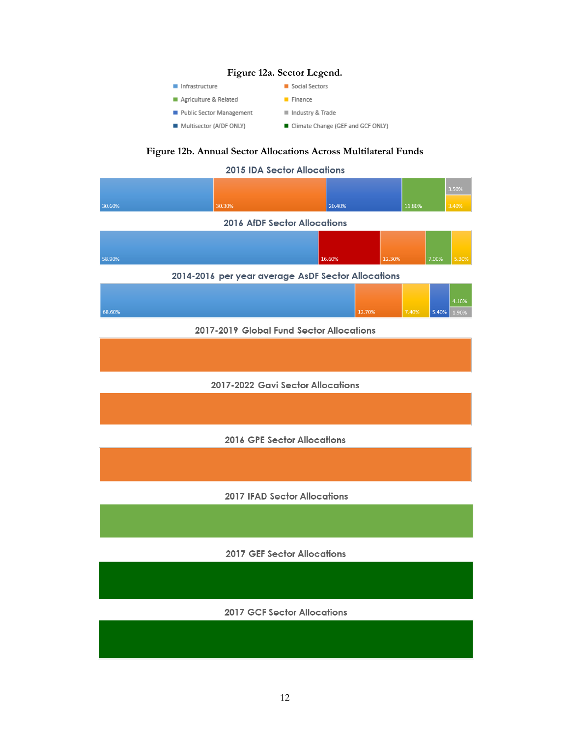**Figure 12a. Sector Legend.**

- Infrastructure
- Social Sectors
- Agriculture & Related
- Finance
- Public Sector Management
- Industry & Trade
- Multisector (AfDF ONLY)
- Climate Change (GEF and GCF ONLY)

**Figure 12b. Annual Sector Allocations Across Multilateral Funds**

2015 IDA Sector Allocations

30.60% | 30.30% | 20.40% | 11.80% | 3.50% | 3.40%

2016 AfDF Sector Allocations

58.90% | 16.60% | 12.30% | 7.00% | 5.30%

2014-2016 per year average AsDF Sector Allocations

68.60% | 12.70% | 7.40% | 5.40% | 4.10% | 1.90%

2017-2019 Global Fund Sector Allocations

2017-2022 Gavi Sector Allocations

2016 GPE Sector Allocations

2017 IFAD Sector Allocations

2017 GEF Sector Allocations

2017 GCF Sector Allocations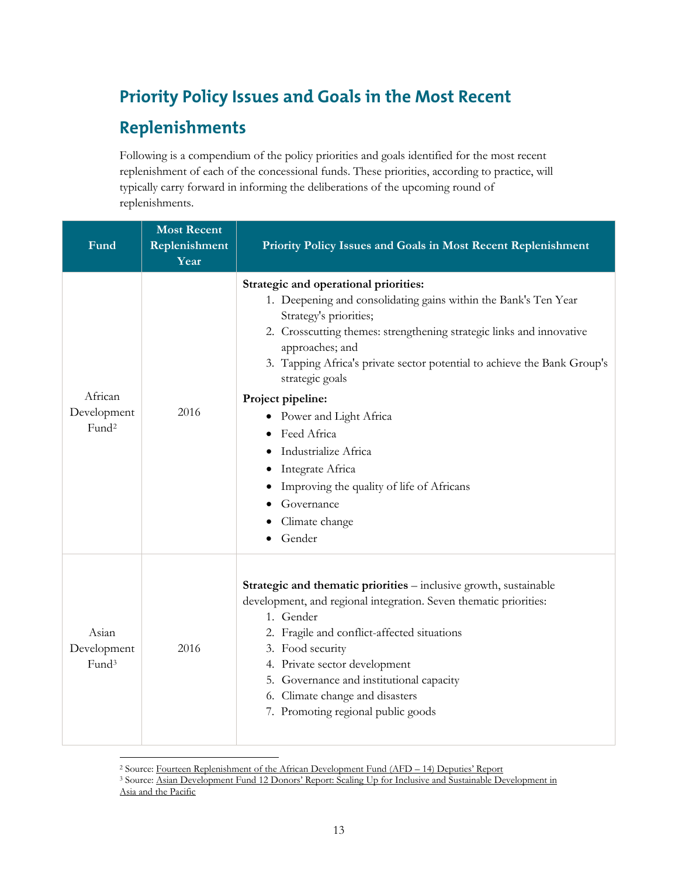## Priority Policy Issues and Goals in the Most Recent Replenishments

Following is a compendium of the policy priorities and goals identified for the most recent replenishment of each of the concessional funds. These priorities, according to practice, will typically carry forward in informing the deliberations of the upcoming round of replenishments.

| Fund | Most Recent Replenishment Year | Priority Policy Issues and Goals in Most Recent Replenishment |
|---|---|---|
| African Development Fund[2] | 2016 | **Strategic and operational priorities:**<br>1. Deepening and consolidating gains within the Bank's Ten Year Strategy's priorities;<br>2. Crosscutting themes: strengthening strategic links and innovative approaches; and<br>3. Tapping Africa's private sector potential to achieve the Bank Group's strategic goals<br>**Project pipeline:**<br>• Power and Light Africa<br>• Feed Africa<br>• Industrialize Africa<br>• Integrate Africa<br>• Improving the quality of life of Africans<br>• Governance<br>• Climate change<br>• Gender |
| Asian Development Fund[3] | 2016 | **Strategic and thematic priorities** – inclusive growth, sustainable development, and regional integration. Seven thematic priorities:<br>1. Gender<br>2. Fragile and conflict-affected situations<br>3. Food security<br>4. Private sector development<br>5. Governance and institutional capacity<br>6. Climate change and disasters<br>7. Promoting regional public goods |

[2] Source: Fourteen Replenishment of the African Development Fund (AFD – 14) Deputies' Report

[3] Source: Asian Development Fund 12 Donors' Report: Scaling Up for Inclusive and Sustainable Development in Asia and the Pacific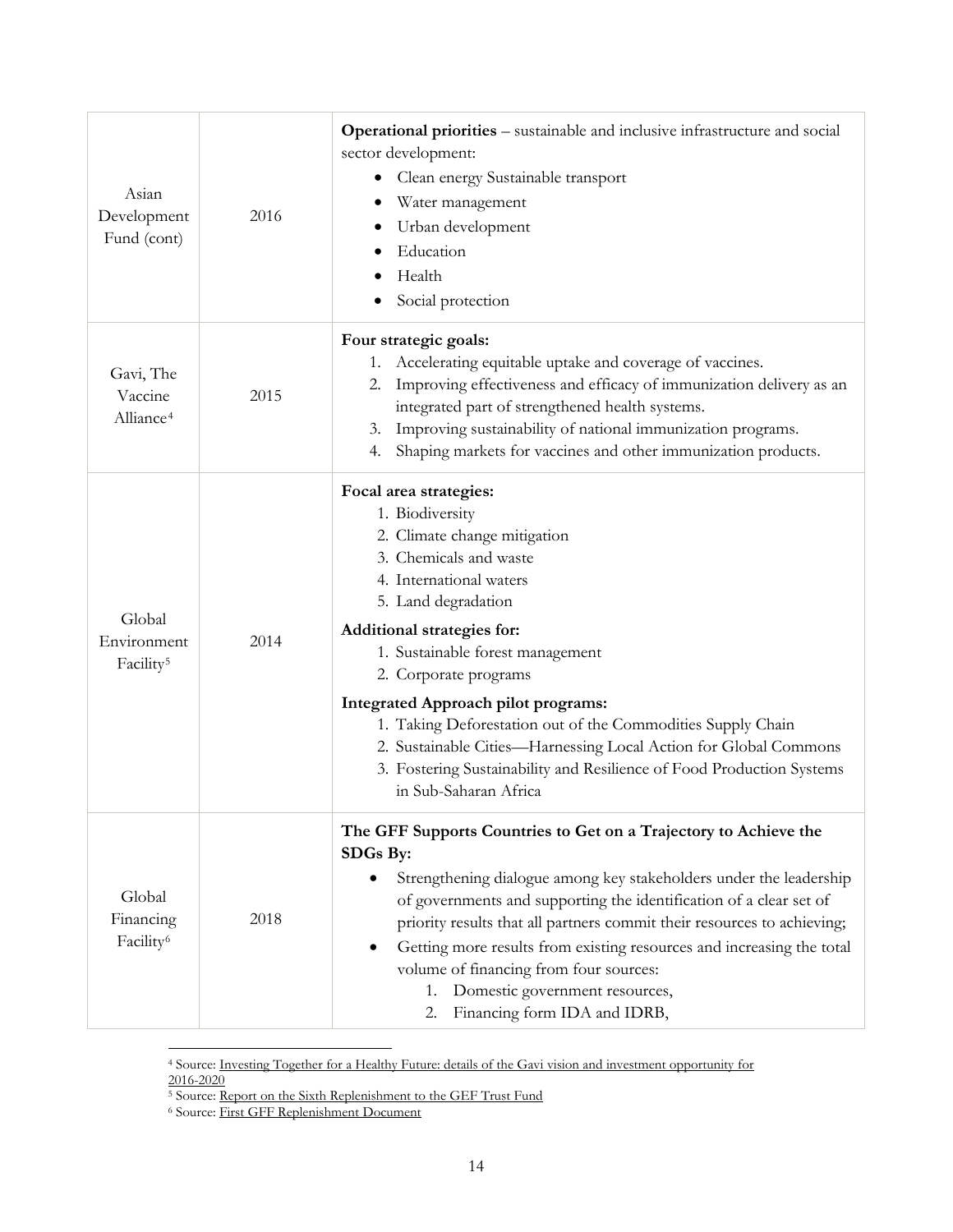| | | |
|---|---|---|
| Asian Development Fund (cont) | 2016 | **Operational priorities** – sustainable and inclusive infrastructure and social sector development:<br>• Clean energy Sustainable transport<br>• Water management<br>• Urban development<br>• Education<br>• Health<br>• Social protection |
| Gavi, The Vaccine Alliance[4] | 2015 | **Four strategic goals:**<br>1. Accelerating equitable uptake and coverage of vaccines.<br>2. Improving effectiveness and efficacy of immunization delivery as an integrated part of strengthened health systems.<br>3. Improving sustainability of national immunization programs.<br>4. Shaping markets for vaccines and other immunization products. |
| Global Environment Facility[5] | 2014 | **Focal area strategies:**<br>1. Biodiversity<br>2. Climate change mitigation<br>3. Chemicals and waste<br>4. International waters<br>5. Land degradation<br>**Additional strategies for:**<br>1. Sustainable forest management<br>2. Corporate programs<br>**Integrated Approach pilot programs:**<br>1. Taking Deforestation out of the Commodities Supply Chain<br>2. Sustainable Cities—Harnessing Local Action for Global Commons<br>3. Fostering Sustainability and Resilience of Food Production Systems in Sub-Saharan Africa |
| Global Financing Facility[6] | 2018 | **The GFF Supports Countries to Get on a Trajectory to Achieve the SDGs By:**<br>• Strengthening dialogue among key stakeholders under the leadership of governments and supporting the identification of a clear set of priority results that all partners commit their resources to achieving;<br>• Getting more results from existing resources and increasing the total volume of financing from four sources:<br>1. Domestic government resources,<br>2. Financing form IDA and IDRB, |

[4] Source: Investing Together for a Healthy Future: details of the Gavi vision and investment opportunity for 2016-2020

[5] Source: Report on the Sixth Replenishment to the GEF Trust Fund

[6] Source: First GFF Replenishment Document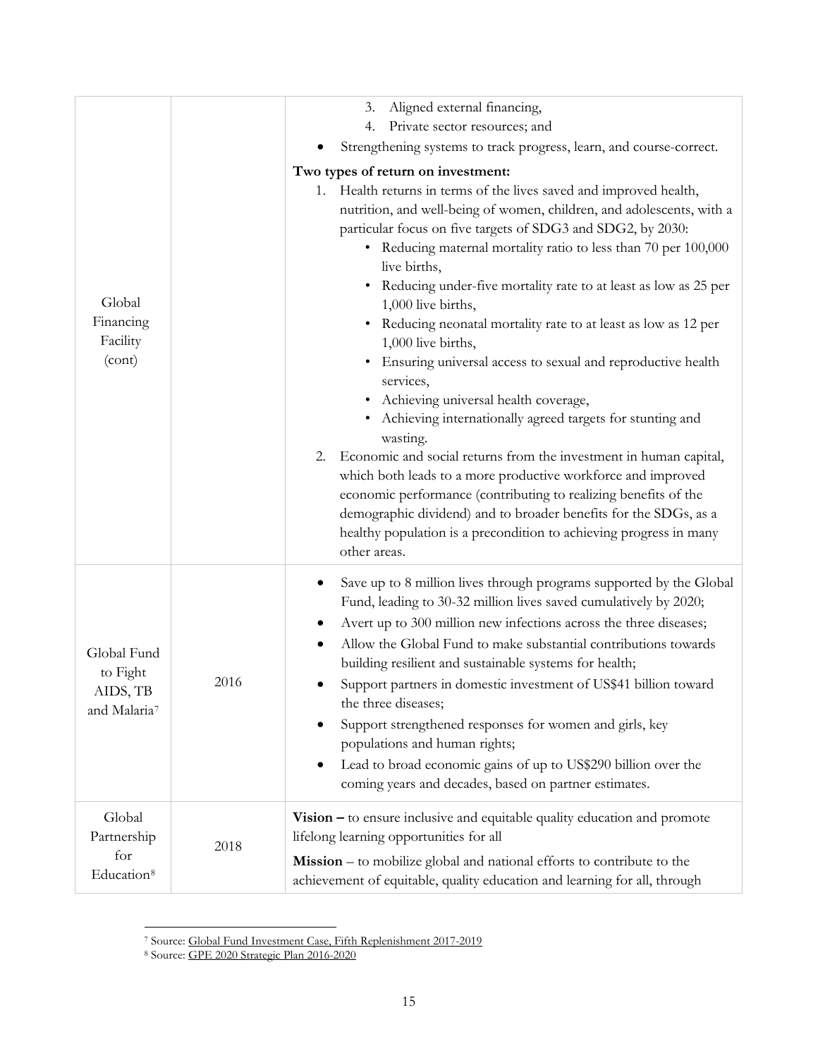| | | |
|---|---|---|
| Global Financing Facility (cont) | | 3. Aligned external financing,<br>4. Private sector resources; and<br>• Strengthening systems to track progress, learn, and course-correct.<br><br>**Two types of return on investment:**<br>1. Health returns in terms of the lives saved and improved health, nutrition, and well-being of women, children, and adolescents, with a particular focus on five targets of SDG3 and SDG2, by 2030:<br>• Reducing maternal mortality ratio to less than 70 per 100,000 live births,<br>• Reducing under-five mortality rate to at least as low as 25 per 1,000 live births,<br>• Reducing neonatal mortality rate to at least as low as 12 per 1,000 live births,<br>• Ensuring universal access to sexual and reproductive health services,<br>• Achieving universal health coverage,<br>• Achieving internationally agreed targets for stunting and wasting.<br>2. Economic and social returns from the investment in human capital, which both leads to a more productive workforce and improved economic performance (contributing to realizing benefits of the demographic dividend) and to broader benefits for the SDGs, as a healthy population is a precondition to achieving progress in many other areas. |
| Global Fund to Fight AIDS, TB and Malaria[7] | 2016 | • Save up to 8 million lives through programs supported by the Global Fund, leading to 30-32 million lives saved cumulatively by 2020;<br>• Avert up to 300 million new infections across the three diseases;<br>• Allow the Global Fund to make substantial contributions towards building resilient and sustainable systems for health;<br>• Support partners in domestic investment of US$41 billion toward the three diseases;<br>• Support strengthened responses for women and girls, key populations and human rights;<br>• Lead to broad economic gains of up to US$290 billion over the coming years and decades, based on partner estimates. |
| Global Partnership for Education[8] | 2018 | **Vision –** to ensure inclusive and equitable quality education and promote lifelong learning opportunities for all<br><br>**Mission** – to mobilize global and national efforts to contribute to the achievement of equitable, quality education and learning for all, through |

[7] Source: Global Fund Investment Case, Fifth Replenishment 2017-2019

[8] Source: GPE 2020 Strategic Plan 2016-2020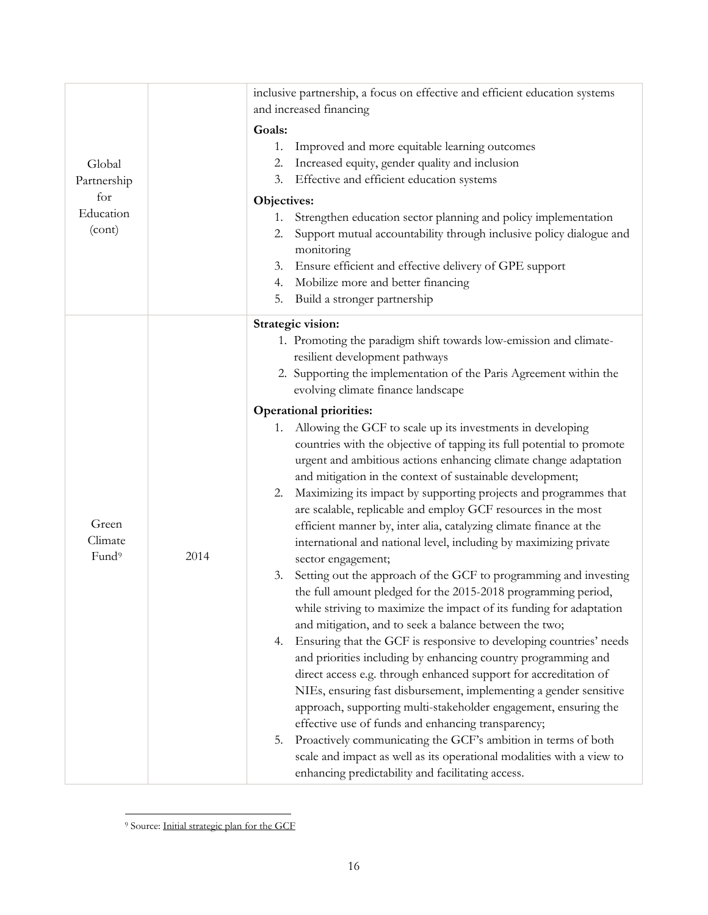| | | |
|---|---|---|
| Global Partnership for Education (cont) | | inclusive partnership, a focus on effective and efficient education systems and increased financing<br><br>**Goals:**<br>1. Improved and more equitable learning outcomes<br>2. Increased equity, gender quality and inclusion<br>3. Effective and efficient education systems<br><br>**Objectives:**<br>1. Strengthen education sector planning and policy implementation<br>2. Support mutual accountability through inclusive policy dialogue and monitoring<br>3. Ensure efficient and effective delivery of GPE support<br>4. Mobilize more and better financing<br>5. Build a stronger partnership |
| Green Climate Fund[9] | 2014 | **Strategic vision:**<br>1. Promoting the paradigm shift towards low-emission and climate-resilient development pathways<br>2. Supporting the implementation of the Paris Agreement within the evolving climate finance landscape<br><br>**Operational priorities:**<br>1. Allowing the GCF to scale up its investments in developing countries with the objective of tapping its full potential to promote urgent and ambitious actions enhancing climate change adaptation and mitigation in the context of sustainable development;<br>2. Maximizing its impact by supporting projects and programmes that are scalable, replicable and employ GCF resources in the most efficient manner by, inter alia, catalyzing climate finance at the international and national level, including by maximizing private sector engagement;<br>3. Setting out the approach of the GCF to programming and investing the full amount pledged for the 2015-2018 programming period, while striving to maximize the impact of its funding for adaptation and mitigation, and to seek a balance between the two;<br>4. Ensuring that the GCF is responsive to developing countries' needs and priorities including by enhancing country programming and direct access e.g. through enhanced support for accreditation of NIEs, ensuring fast disbursement, implementing a gender sensitive approach, supporting multi-stakeholder engagement, ensuring the effective use of funds and enhancing transparency;<br>5. Proactively communicating the GCF's ambition in terms of both scale and impact as well as its operational modalities with a view to enhancing predictability and facilitating access. |

[9] Source: Initial strategic plan for the GCF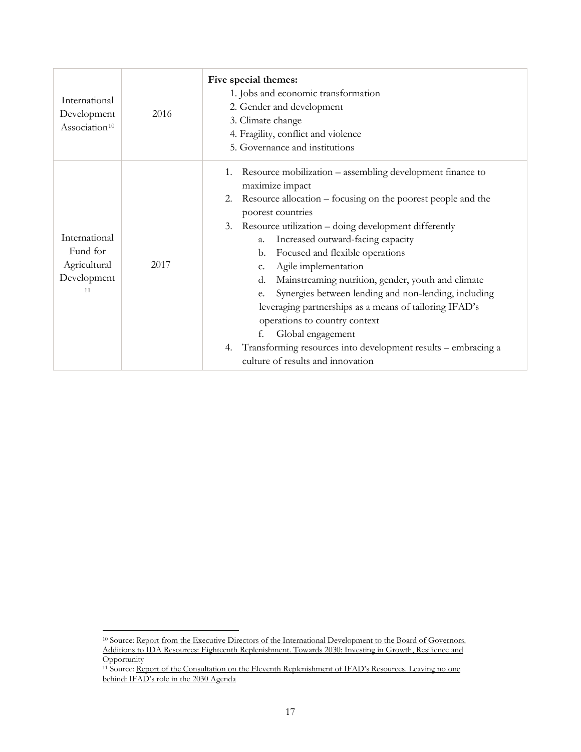| | | |
|---|---|---|
| International Development Association[10] | 2016 | **Five special themes:**<br>1. Jobs and economic transformation<br>2. Gender and development<br>3. Climate change<br>4. Fragility, conflict and violence<br>5. Governance and institutions |
| International Fund for Agricultural Development[11] | 2017 | 1. Resource mobilization – assembling development finance to maximize impact<br>2. Resource allocation – focusing on the poorest people and the poorest countries<br>3. Resource utilization – doing development differently<br>a. Increased outward-facing capacity<br>b. Focused and flexible operations<br>c. Agile implementation<br>d. Mainstreaming nutrition, gender, youth and climate<br>e. Synergies between lending and non-lending, including leveraging partnerships as a means of tailoring IFAD's operations to country context<br>f. Global engagement<br>4. Transforming resources into development results – embracing a culture of results and innovation |

[10] Source: Report from the Executive Directors of the International Development to the Board of Governors. Additions to IDA Resources: Eighteenth Replenishment. Towards 2030: Investing in Growth, Resilience and Opportunity

[11] Source: Report of the Consultation on the Eleventh Replenishment of IFAD's Resources. Leaving no one behind: IFAD's role in the 2030 Agenda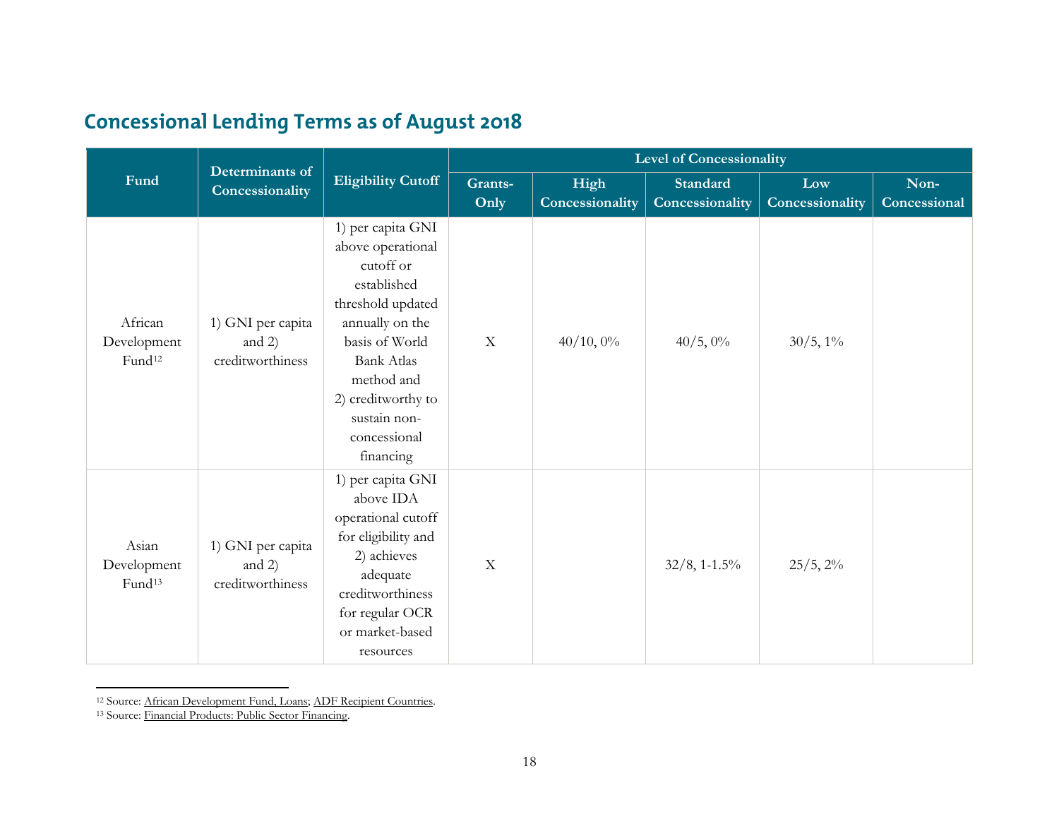## Concessional Lending Terms as of August 2018

| Fund | Determinants of Concessionality | Eligibility Cutoff | Level of Concessionality | | | | |
|---|---|---|---|---|---|---|---|
| | | | Grants-Only | High Concessionality | Standard Concessionality | Low Concessionality | Non-Concessional |
| African Development Fund[12] | 1) GNI per capita and 2) creditworthiness | 1) per capita GNI above operational cutoff or established threshold updated annually on the basis of World Bank Atlas method and 2) creditworthy to sustain non-concessional financing | X | 40/10, 0% | 40/5, 0% | 30/5, 1% | |
| Asian Development Fund[13] | 1) GNI per capita and 2) creditworthiness | 1) per capita GNI above IDA operational cutoff for eligibility and 2) achieves adequate creditworthiness for regular OCR or market-based resources | X | | 32/8, 1-1.5% | 25/5, 2% | |

[12] Source: African Development Fund, Loans; ADF Recipient Countries.

[13] Source: Financial Products: Public Sector Financing.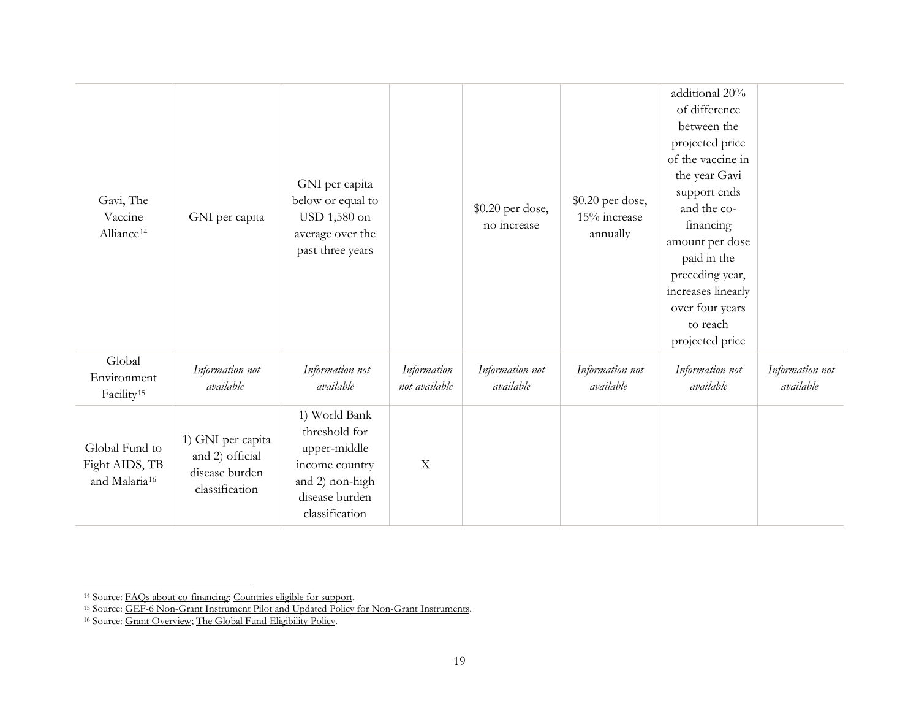| | | | | | | | |
|---|---|---|---|---|---|---|---|
| Gavi, The Vaccine Alliance[14] | GNI per capita | GNI per capita below or equal to USD 1,580 on average over the past three years | | $0.20 per dose, no increase | $0.20 per dose, 15% increase annually | additional 20% of difference between the projected price of the vaccine in the year Gavi support ends and the co-financing amount per dose paid in the preceding year, increases linearly over four years to reach projected price | |
| Global Environment Facility[15] | *Information not available* | *Information not available* | *Information not available* | *Information not available* | *Information not available* | *Information not available* | *Information not available* |
| Global Fund to Fight AIDS, TB and Malaria[16] | 1) GNI per capita and 2) official disease burden classification | 1) World Bank threshold for upper-middle income country and 2) non-high disease burden classification | X | | | | |

[14] Source: FAQs about co-financing; Countries eligible for support.

[15] Source: GEF-6 Non-Grant Instrument Pilot and Updated Policy for Non-Grant Instruments.

[16] Source: Grant Overview; The Global Fund Eligibility Policy.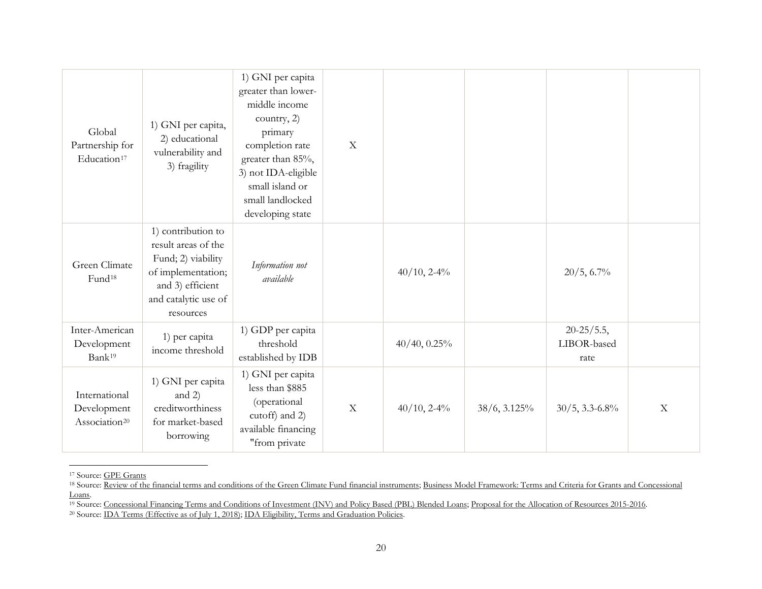| | | | | | | | |
|---|---|---|---|---|---|---|---|
| Global Partnership for Education[17] | 1) GNI per capita, 2) educational vulnerability and 3) fragility | 1) GNI per capita greater than lower-middle income country, 2) primary completion rate greater than 85%, 3) not IDA-eligible small island or small landlocked developing state | X | | | | |
| Green Climate Fund[18] | 1) contribution to result areas of the Fund; 2) viability of implementation; and 3) efficient and catalytic use of resources | *Information not available* | | 40/10, 2-4% | | 20/5, 6.7% | |
| Inter-American Development Bank[19] | 1) per capita income threshold | 1) GDP per capita threshold established by IDB | | 40/40, 0.25% | | 20-25/5.5, LIBOR-based rate | |
| International Development Association[20] | 1) GNI per capita and 2) creditworthiness for market-based borrowing | 1) GNI per capita less than $885 (operational cutoff) and 2) available financing "from private | X | 40/10, 2-4% | 38/6, 3.125% | 30/5, 3.3-6.8% | X |

[17] Source: GPE Grants

[18] Source: Review of the financial terms and conditions of the Green Climate Fund financial instruments; Business Model Framework: Terms and Criteria for Grants and Concessional Loans.

[19] Source: Concessional Financing Terms and Conditions of Investment (INV) and Policy Based (PBL) Blended Loans; Proposal for the Allocation of Resources 2015-2016.

[20] Source: IDA Terms (Effective as of July 1, 2018); IDA Eligibility, Terms and Graduation Policies.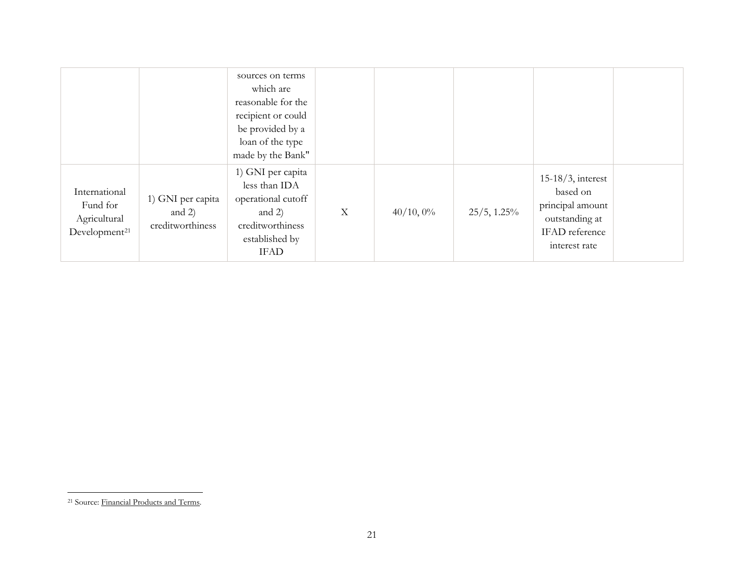|  |  |  |  |  |  |  |  |
|---|---|---|---|---|---|---|---|
|  |  | sources on terms which are reasonable for the recipient or could be provided by a loan of the type made by the Bank" |  |  |  |  |  |
| International Fund for Agricultural Development[21] | 1) GNI per capita and 2) creditworthiness | 1) GNI per capita less than IDA operational cutoff and 2) creditworthiness established by IFAD | X | 40/10, 0% | 25/5, 1.25% | 15-18/3, interest based on principal amount outstanding at IFAD reference interest rate |  |

[21] Source: Financial Products and Terms.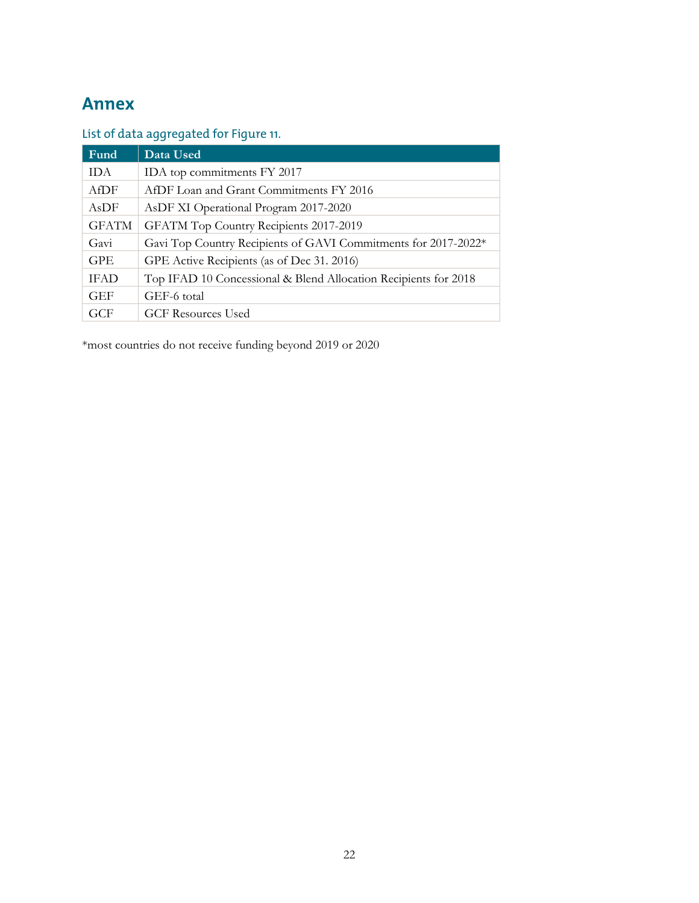# Annex

### List of data aggregated for Figure 11.

| Fund | Data Used |
|---|---|
| IDA | IDA top commitments FY 2017 |
| AfDF | AfDF Loan and Grant Commitments FY 2016 |
| AsDF | AsDF XI Operational Program 2017-2020 |
| GFATM | GFATM Top Country Recipients 2017-2019 |
| Gavi | Gavi Top Country Recipients of GAVI Commitments for 2017-2022* |
| GPE | GPE Active Recipients (as of Dec 31. 2016) |
| IFAD | Top IFAD 10 Concessional & Blend Allocation Recipients for 2018 |
| GEF | GEF-6 total |
| GCF | GCF Resources Used |

*most countries do not receive funding beyond 2019 or 2020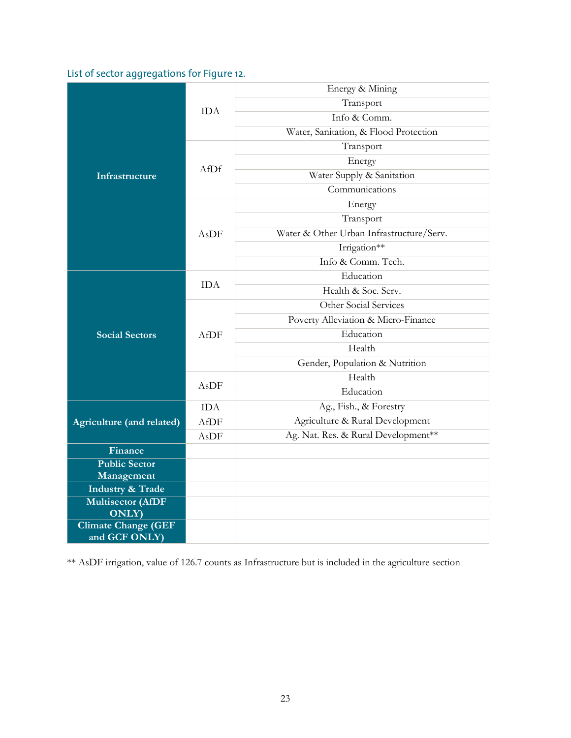List of sector aggregations for Figure 12.

| | | |
|---|---|---|
| **Infrastructure** | IDA | Energy & Mining |
| | | Transport |
| | | Info & Comm. |
| | | Water, Sanitation, & Flood Protection |
| | AfDf | Transport |
| | | Energy |
| | | Water Supply & Sanitation |
| | | Communications |
| | AsDF | Energy |
| | | Transport |
| | | Water & Other Urban Infrastructure/Serv. |
| | | Irrigation** |
| | | Info & Comm. Tech. |
| **Social Sectors** | IDA | Education |
| | | Health & Soc. Serv. |
| | AfDF | Other Social Services |
| | | Poverty Alleviation & Micro-Finance |
| | | Education |
| | | Health |
| | | Gender, Population & Nutrition |
| | AsDF | Health |
| | | Education |
| **Agriculture (and related)** | IDA | Ag., Fish., & Forestry |
| | AfDF | Agriculture & Rural Development |
| | AsDF | Ag. Nat. Res. & Rural Development** |
| **Finance** | | |
| **Public Sector Management** | | |
| **Industry & Trade** | | |
| **Multisector (AfDF ONLY)** | | |
| **Climate Change (GEF and GCF ONLY)** | | |

** AsDF irrigation, value of 126.7 counts as Infrastructure but is included in the agriculture section